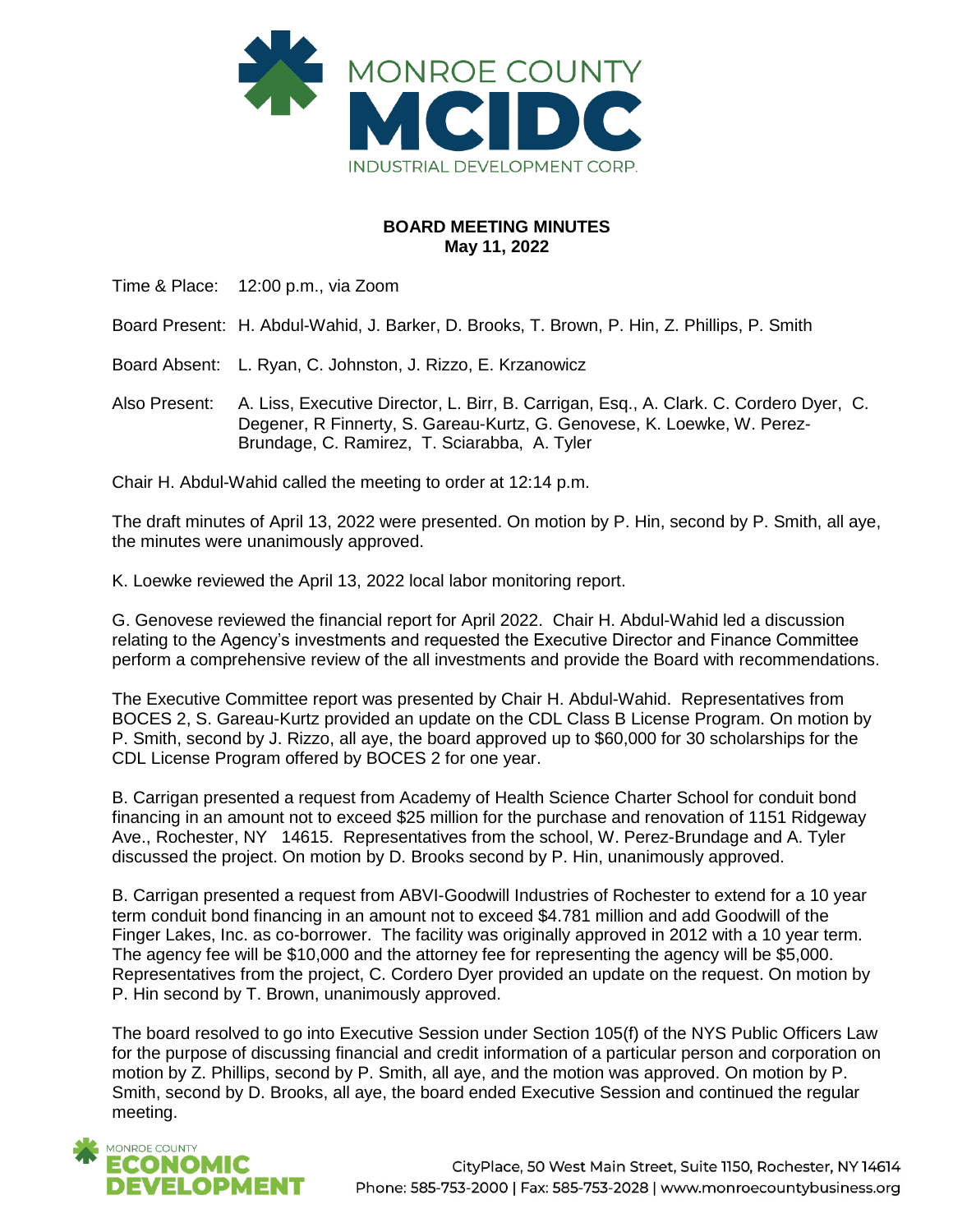MONROE COUNTY
# MCIDC
INDUSTRIAL DEVELOPMENT CORP.

**BOARD MEETING MINUTES**
**May 11, 2022**

Time & Place: 12:00 p.m., via Zoom

Board Present: H. Abdul-Wahid, J. Barker, D. Brooks, T. Brown, P. Hin, Z. Phillips, P. Smith

Board Absent: L. Ryan, C. Johnston, J. Rizzo, E. Krzanowicz

Also Present: A. Liss, Executive Director, L. Birr, B. Carrigan, Esq., A. Clark. C. Cordero Dyer, C. Degener, R Finnerty, S. Gareau-Kurtz, G. Genovese, K. Loewke, W. Perez-Brundage, C. Ramirez, T. Sciarabba, A. Tyler

Chair H. Abdul-Wahid called the meeting to order at 12:14 p.m.

The draft minutes of April 13, 2022 were presented. On motion by P. Hin, second by P. Smith, all aye, the minutes were unanimously approved.

K. Loewke reviewed the April 13, 2022 local labor monitoring report.

G. Genovese reviewed the financial report for April 2022. Chair H. Abdul-Wahid led a discussion relating to the Agency's investments and requested the Executive Director and Finance Committee perform a comprehensive review of the all investments and provide the Board with recommendations.

The Executive Committee report was presented by Chair H. Abdul-Wahid. Representatives from BOCES 2, S. Gareau-Kurtz provided an update on the CDL Class B License Program. On motion by P. Smith, second by J. Rizzo, all aye, the board approved up to $60,000 for 30 scholarships for the CDL License Program offered by BOCES 2 for one year.

B. Carrigan presented a request from Academy of Health Science Charter School for conduit bond financing in an amount not to exceed $25 million for the purchase and renovation of 1151 Ridgeway Ave., Rochester, NY 14615. Representatives from the school, W. Perez-Brundage and A. Tyler discussed the project. On motion by D. Brooks second by P. Hin, unanimously approved.

B. Carrigan presented a request from ABVI-Goodwill Industries of Rochester to extend for a 10 year term conduit bond financing in an amount not to exceed $4.781 million and add Goodwill of the Finger Lakes, Inc. as co-borrower. The facility was originally approved in 2012 with a 10 year term. The agency fee will be $10,000 and the attorney fee for representing the agency will be $5,000. Representatives from the project, C. Cordero Dyer provided an update on the request. On motion by P. Hin second by T. Brown, unanimously approved.

The board resolved to go into Executive Session under Section 105(f) of the NYS Public Officers Law for the purpose of discussing financial and credit information of a particular person and corporation on motion by Z. Phillips, second by P. Smith, all aye, and the motion was approved. On motion by P. Smith, second by D. Brooks, all aye, the board ended Executive Session and continued the regular meeting.

MONROE COUNTY
**ECONOMIC DEVELOPMENT**

CityPlace, 50 West Main Street, Suite 1150, Rochester, NY 14614
Phone: 585-753-2000 | Fax: 585-753-2028 | www.monroecountybusiness.org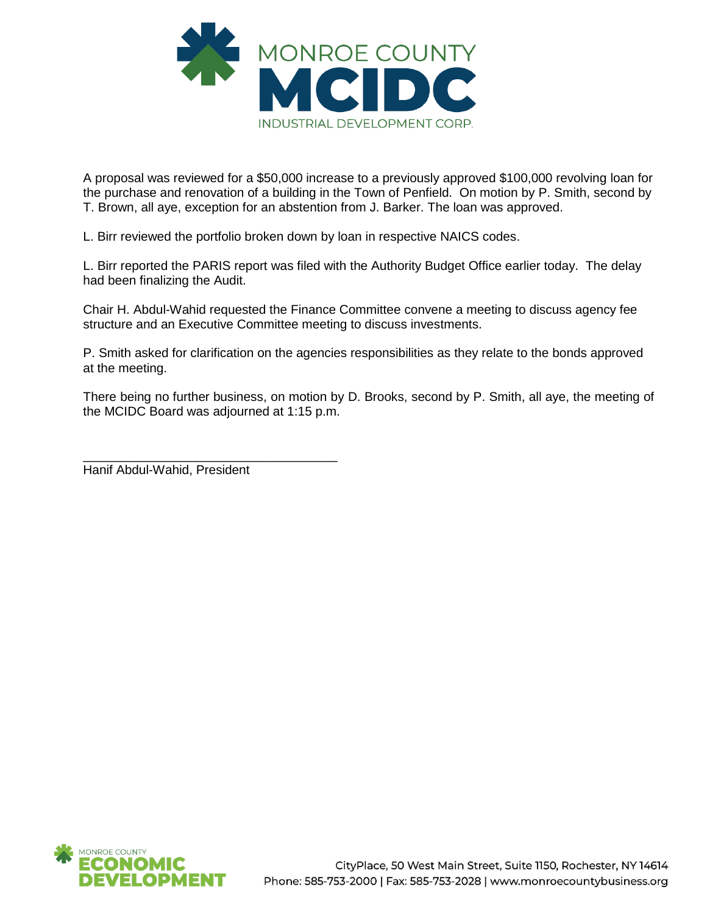A proposal was reviewed for a $50,000 increase to a previously approved $100,000 revolving loan for the purchase and renovation of a building in the Town of Penfield. On motion by P. Smith, second by T. Brown, all aye, exception for an abstention from J. Barker. The loan was approved.

L. Birr reviewed the portfolio broken down by loan in respective NAICS codes.

L. Birr reported the PARIS report was filed with the Authority Budget Office earlier today. The delay had been finalizing the Audit.

Chair H. Abdul-Wahid requested the Finance Committee convene a meeting to discuss agency fee structure and an Executive Committee meeting to discuss investments.

P. Smith asked for clarification on the agencies responsibilities as they relate to the bonds approved at the meeting.

There being no further business, on motion by D. Brooks, second by P. Smith, all aye, the meeting of the MCIDC Board was adjourned at 1:15 p.m.

_____________________________________

Hanif Abdul-Wahid, President